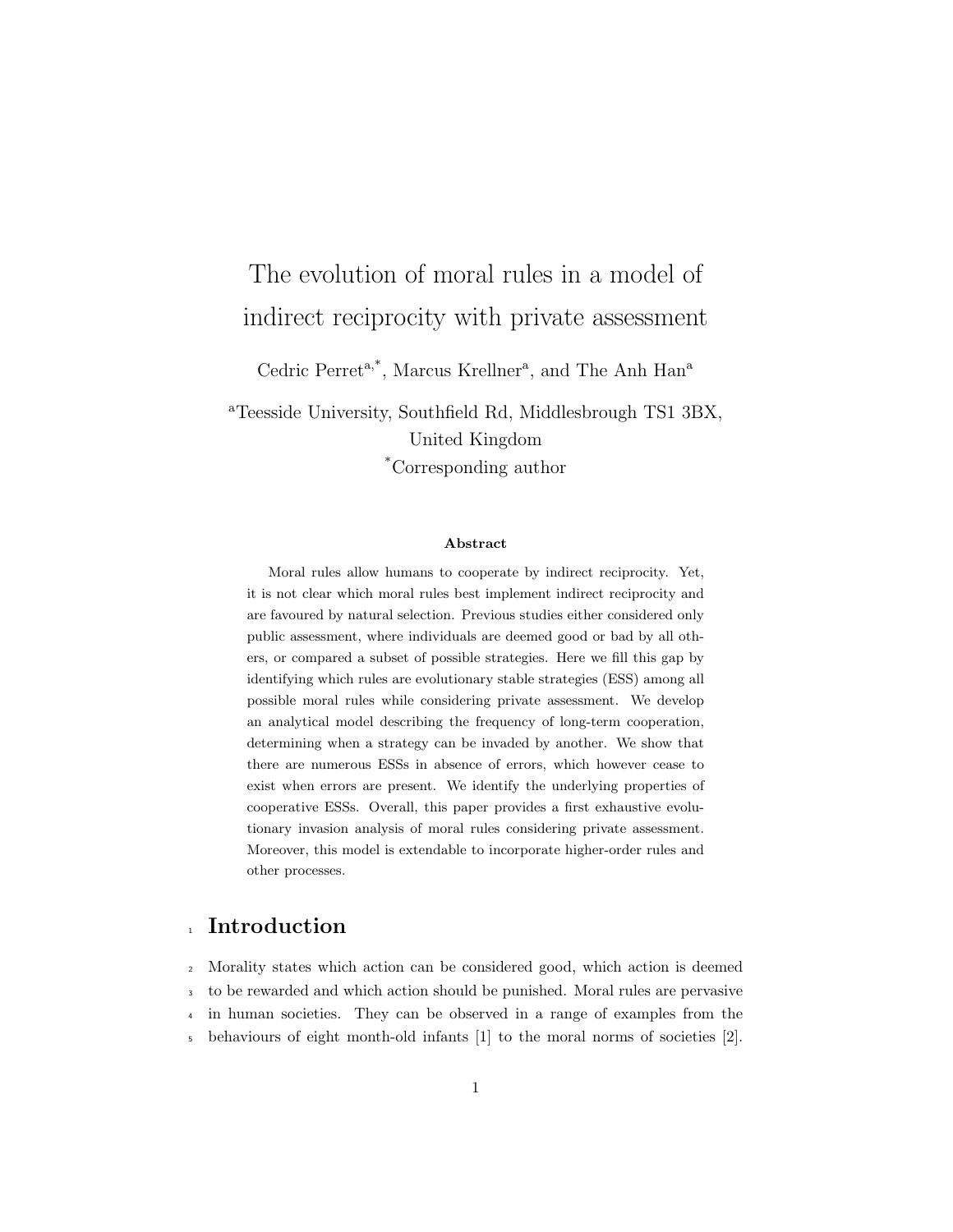# The evolution of moral rules in a model of indirect reciprocity with private assessment

Cedric Perret[a,*], Marcus Krellner[a], and The Anh Han[a]

[a]Teesside University, Southfield Rd, Middlesbrough TS1 3BX, United Kingdom

[*]Corresponding author

### Abstract

Moral rules allow humans to cooperate by indirect reciprocity. Yet, it is not clear which moral rules best implement indirect reciprocity and are favoured by natural selection. Previous studies either considered only public assessment, where individuals are deemed good or bad by all others, or compared a subset of possible strategies. Here we fill this gap by identifying which rules are evolutionary stable strategies (ESS) among all possible moral rules while considering private assessment. We develop an analytical model describing the frequency of long-term cooperation, determining when a strategy can be invaded by another. We show that there are numerous ESSs in absence of errors, which however cease to exist when errors are present. We identify the underlying properties of cooperative ESSs. Overall, this paper provides a first exhaustive evolutionary invasion analysis of moral rules considering private assessment. Moreover, this model is extendable to incorporate higher-order rules and other processes.

## Introduction

Morality states which action can be considered good, which action is deemed to be rewarded and which action should be punished. Moral rules are pervasive in human societies. They can be observed in a range of examples from the behaviours of eight month-old infants [1] to the moral norms of societies [2].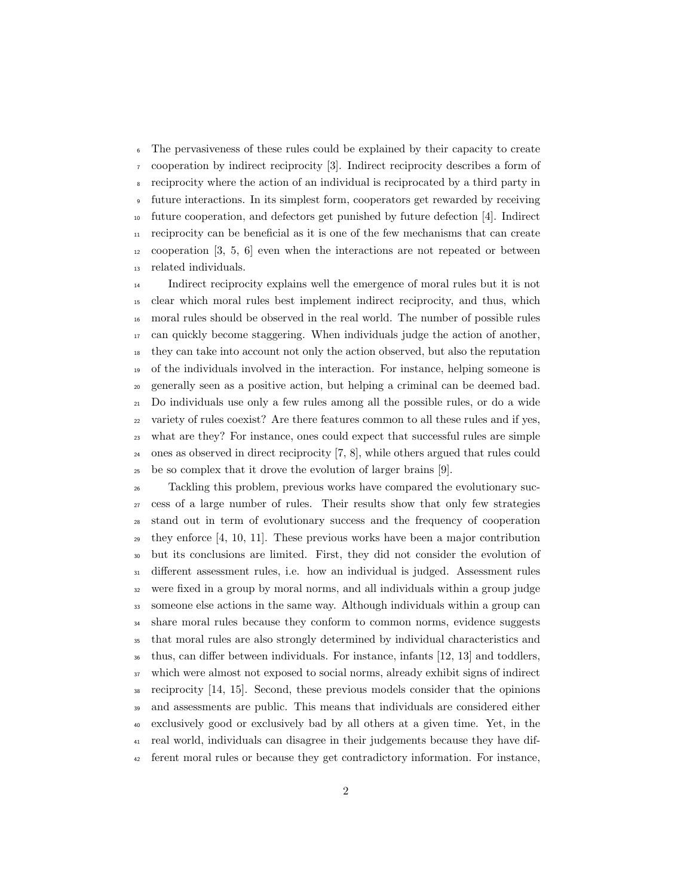The pervasiveness of these rules could be explained by their capacity to create cooperation by indirect reciprocity [3]. Indirect reciprocity describes a form of reciprocity where the action of an individual is reciprocated by a third party in future interactions. In its simplest form, cooperators get rewarded by receiving future cooperation, and defectors get punished by future defection [4]. Indirect reciprocity can be beneficial as it is one of the few mechanisms that can create cooperation [3, 5, 6] even when the interactions are not repeated or between related individuals.

Indirect reciprocity explains well the emergence of moral rules but it is not clear which moral rules best implement indirect reciprocity, and thus, which moral rules should be observed in the real world. The number of possible rules can quickly become staggering. When individuals judge the action of another, they can take into account not only the action observed, but also the reputation of the individuals involved in the interaction. For instance, helping someone is generally seen as a positive action, but helping a criminal can be deemed bad. Do individuals use only a few rules among all the possible rules, or do a wide variety of rules coexist? Are there features common to all these rules and if yes, what are they? For instance, ones could expect that successful rules are simple ones as observed in direct reciprocity [7, 8], while others argued that rules could be so complex that it drove the evolution of larger brains [9].

Tackling this problem, previous works have compared the evolutionary success of a large number of rules. Their results show that only few strategies stand out in term of evolutionary success and the frequency of cooperation they enforce [4, 10, 11]. These previous works have been a major contribution but its conclusions are limited. First, they did not consider the evolution of different assessment rules, i.e. how an individual is judged. Assessment rules were fixed in a group by moral norms, and all individuals within a group judge someone else actions in the same way. Although individuals within a group can share moral rules because they conform to common norms, evidence suggests that moral rules are also strongly determined by individual characteristics and thus, can differ between individuals. For instance, infants [12, 13] and toddlers, which were almost not exposed to social norms, already exhibit signs of indirect reciprocity [14, 15]. Second, these previous models consider that the opinions and assessments are public. This means that individuals are considered either exclusively good or exclusively bad by all others at a given time. Yet, in the real world, individuals can disagree in their judgements because they have different moral rules or because they get contradictory information. For instance,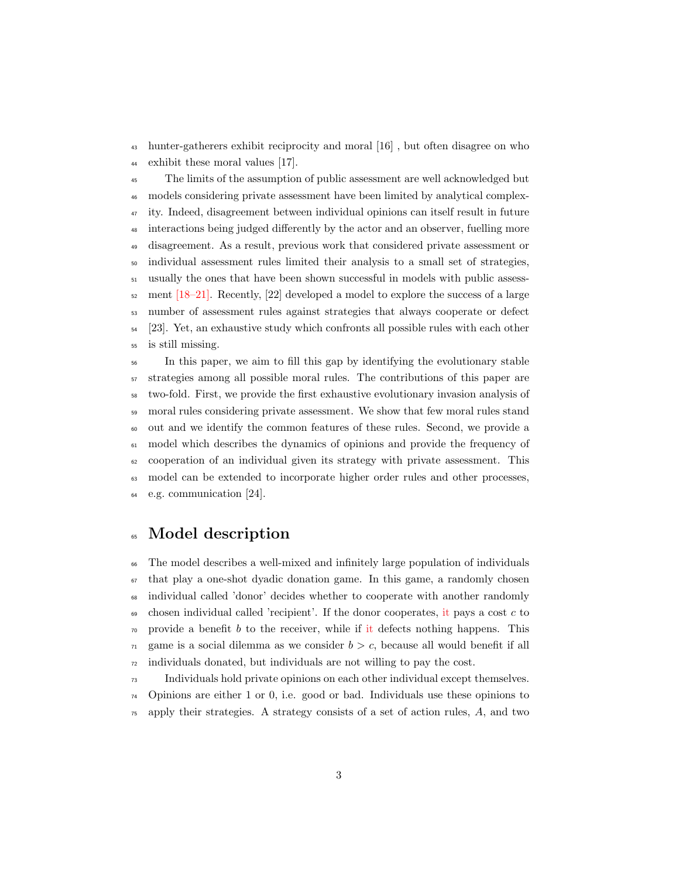hunter-gatherers exhibit reciprocity and moral [16] , but often disagree on who exhibit these moral values [17].

The limits of the assumption of public assessment are well acknowledged but models considering private assessment have been limited by analytical complexity. Indeed, disagreement between individual opinions can itself result in future interactions being judged differently by the actor and an observer, fuelling more disagreement. As a result, previous work that considered private assessment or individual assessment rules limited their analysis to a small set of strategies, usually the ones that have been shown successful in models with public assessment [18–21]. Recently, [22] developed a model to explore the success of a large number of assessment rules against strategies that always cooperate or defect [23]. Yet, an exhaustive study which confronts all possible rules with each other is still missing.

In this paper, we aim to fill this gap by identifying the evolutionary stable strategies among all possible moral rules. The contributions of this paper are two-fold. First, we provide the first exhaustive evolutionary invasion analysis of moral rules considering private assessment. We show that few moral rules stand out and we identify the common features of these rules. Second, we provide a model which describes the dynamics of opinions and provide the frequency of cooperation of an individual given its strategy with private assessment. This model can be extended to incorporate higher order rules and other processes, e.g. communication [24].

# Model description

The model describes a well-mixed and infinitely large population of individuals that play a one-shot dyadic donation game. In this game, a randomly chosen individual called 'donor' decides whether to cooperate with another randomly chosen individual called 'recipient'. If the donor cooperates, it pays a cost $c$ to provide a benefit $b$ to the receiver, while if it defects nothing happens. This game is a social dilemma as we consider $b > c$, because all would benefit if all individuals donated, but individuals are not willing to pay the cost.

Individuals hold private opinions on each other individual except themselves. Opinions are either 1 or 0, i.e. good or bad. Individuals use these opinions to apply their strategies. A strategy consists of a set of action rules, $A$, and two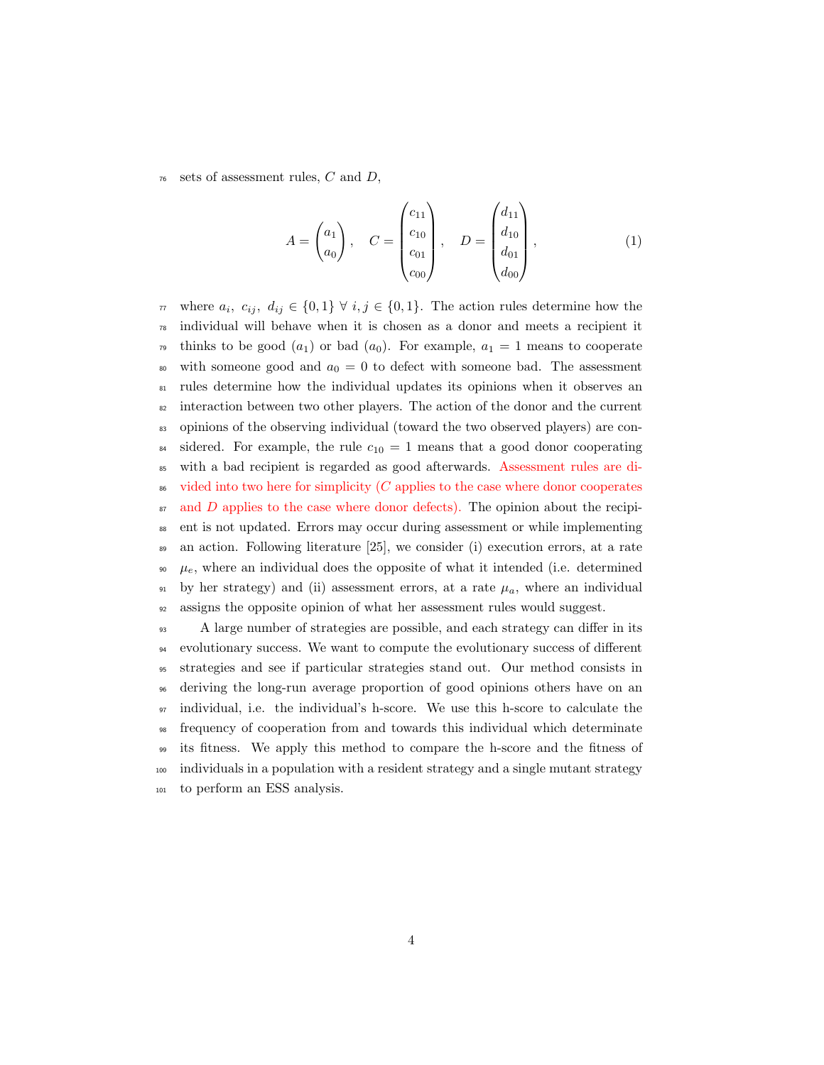sets of assessment rules, $C$ and $D$,

$$A = \begin{pmatrix} a_1 \\ a_0 \end{pmatrix}, \quad C = \begin{pmatrix} c_{11} \\ c_{10} \\ c_{01} \\ c_{00} \end{pmatrix}, \quad D = \begin{pmatrix} d_{11} \\ d_{10} \\ d_{01} \\ d_{00} \end{pmatrix}, \tag{1}$$

where $a_i,\ c_{ij},\ d_{ij} \in \{0, 1\}\ \forall\ i, j \in \{0, 1\}$. The action rules determine how the individual will behave when it is chosen as a donor and meets a recipient it thinks to be good ($a_1$) or bad ($a_0$). For example, $a_1 = 1$ means to cooperate with someone good and $a_0 = 0$ to defect with someone bad. The assessment rules determine how the individual updates its opinions when it observes an interaction between two other players. The action of the donor and the current opinions of the observing individual (toward the two observed players) are considered. For example, the rule $c_{10} = 1$ means that a good donor cooperating with a bad recipient is regarded as good afterwards. Assessment rules are divided into two here for simplicity ($C$ applies to the case where donor cooperates and $D$ applies to the case where donor defects). The opinion about the recipient is not updated. Errors may occur during assessment or while implementing an action. Following literature [25], we consider (i) execution errors, at a rate $\mu_e$, where an individual does the opposite of what it intended (i.e. determined by her strategy) and (ii) assessment errors, at a rate $\mu_a$, where an individual assigns the opposite opinion of what her assessment rules would suggest.

A large number of strategies are possible, and each strategy can differ in its evolutionary success. We want to compute the evolutionary success of different strategies and see if particular strategies stand out. Our method consists in deriving the long-run average proportion of good opinions others have on an individual, i.e. the individual's h-score. We use this h-score to calculate the frequency of cooperation from and towards this individual which determinate its fitness. We apply this method to compare the h-score and the fitness of individuals in a population with a resident strategy and a single mutant strategy to perform an ESS analysis.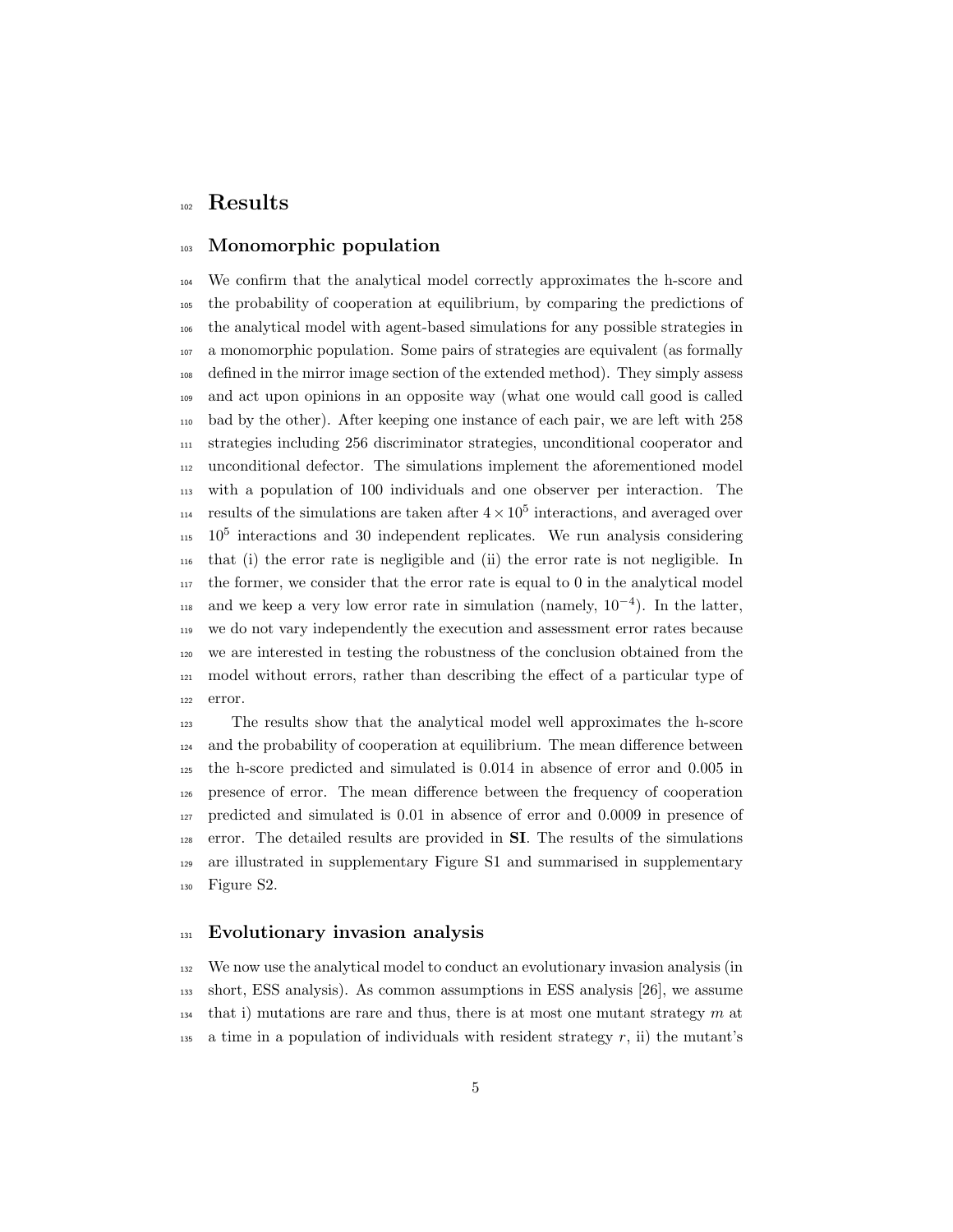# Results

## Monomorphic population

We confirm that the analytical model correctly approximates the h-score and the probability of cooperation at equilibrium, by comparing the predictions of the analytical model with agent-based simulations for any possible strategies in a monomorphic population. Some pairs of strategies are equivalent (as formally defined in the mirror image section of the extended method). They simply assess and act upon opinions in an opposite way (what one would call good is called bad by the other). After keeping one instance of each pair, we are left with 258 strategies including 256 discriminator strategies, unconditional cooperator and unconditional defector. The simulations implement the aforementioned model with a population of 100 individuals and one observer per interaction. The results of the simulations are taken after $4 \times 10^5$ interactions, and averaged over $10^5$ interactions and 30 independent replicates. We run analysis considering that (i) the error rate is negligible and (ii) the error rate is not negligible. In the former, we consider that the error rate is equal to 0 in the analytical model and we keep a very low error rate in simulation (namely, $10^{-4}$). In the latter, we do not vary independently the execution and assessment error rates because we are interested in testing the robustness of the conclusion obtained from the model without errors, rather than describing the effect of a particular type of error.

The results show that the analytical model well approximates the h-score and the probability of cooperation at equilibrium. The mean difference between the h-score predicted and simulated is 0.014 in absence of error and 0.005 in presence of error. The mean difference between the frequency of cooperation predicted and simulated is 0.01 in absence of error and 0.0009 in presence of error. The detailed results are provided in **SI**. The results of the simulations are illustrated in supplementary Figure S1 and summarised in supplementary Figure S2.

## Evolutionary invasion analysis

We now use the analytical model to conduct an evolutionary invasion analysis (in short, ESS analysis). As common assumptions in ESS analysis [26], we assume that i) mutations are rare and thus, there is at most one mutant strategy $m$ at a time in a population of individuals with resident strategy $r$, ii) the mutant's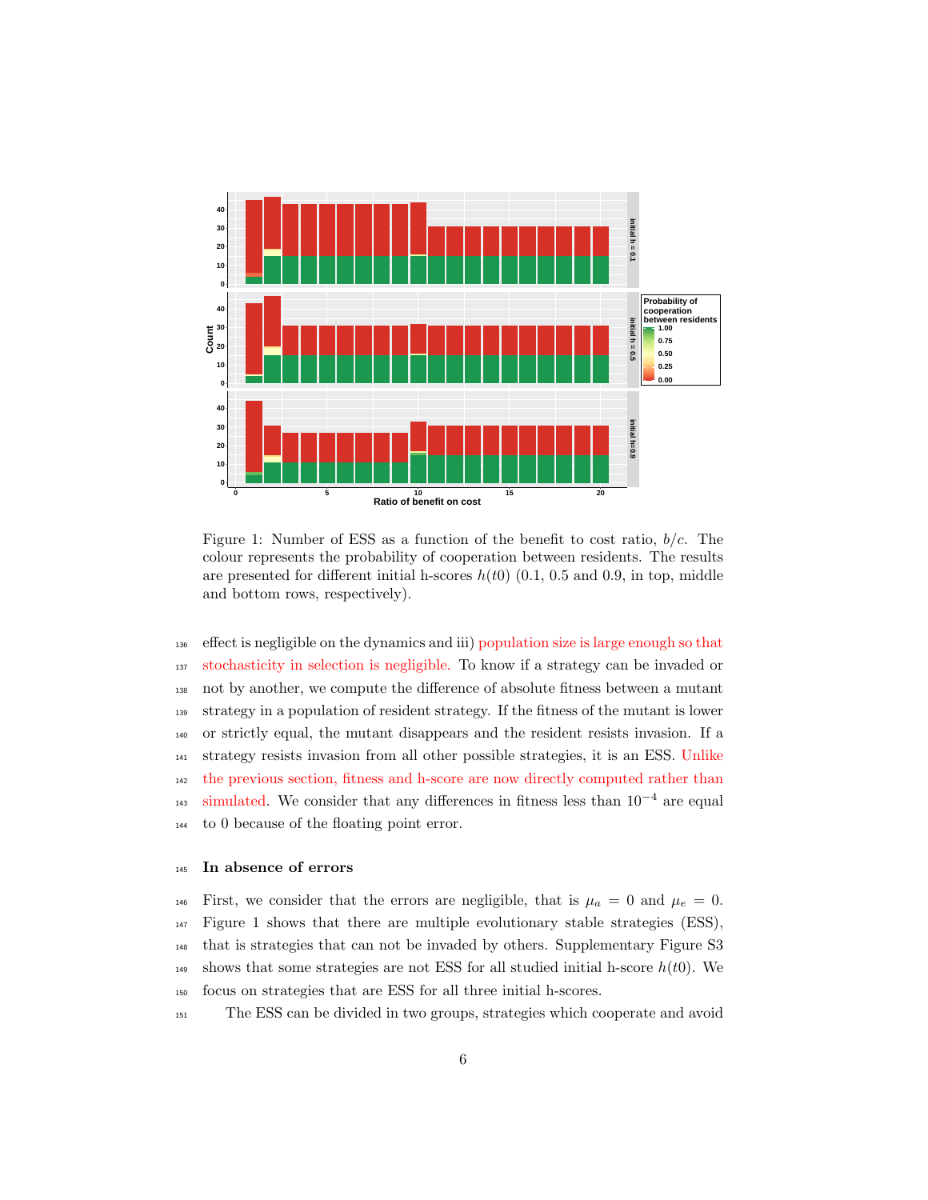Figure 1: Number of ESS as a function of the benefit to cost ratio, $b/c$. The colour represents the probability of cooperation between residents. The results are presented for different initial h-scores $h(t0)$ (0.1, 0.5 and 0.9, in top, middle and bottom rows, respectively).

effect is negligible on the dynamics and iii) population size is large enough so that stochasticity in selection is negligible. To know if a strategy can be invaded or not by another, we compute the difference of absolute fitness between a mutant strategy in a population of resident strategy. If the fitness of the mutant is lower or strictly equal, the mutant disappears and the resident resists invasion. If a strategy resists invasion from all other possible strategies, it is an ESS. Unlike the previous section, fitness and h-score are now directly computed rather than simulated. We consider that any differences in fitness less than $10^{-4}$ are equal to 0 because of the floating point error.

### In absence of errors

First, we consider that the errors are negligible, that is $\mu_a = 0$ and $\mu_e = 0$. Figure 1 shows that there are multiple evolutionary stable strategies (ESS), that is strategies that can not be invaded by others. Supplementary Figure S3 shows that some strategies are not ESS for all studied initial h-score $h(t0)$. We focus on strategies that are ESS for all three initial h-scores.

The ESS can be divided in two groups, strategies which cooperate and avoid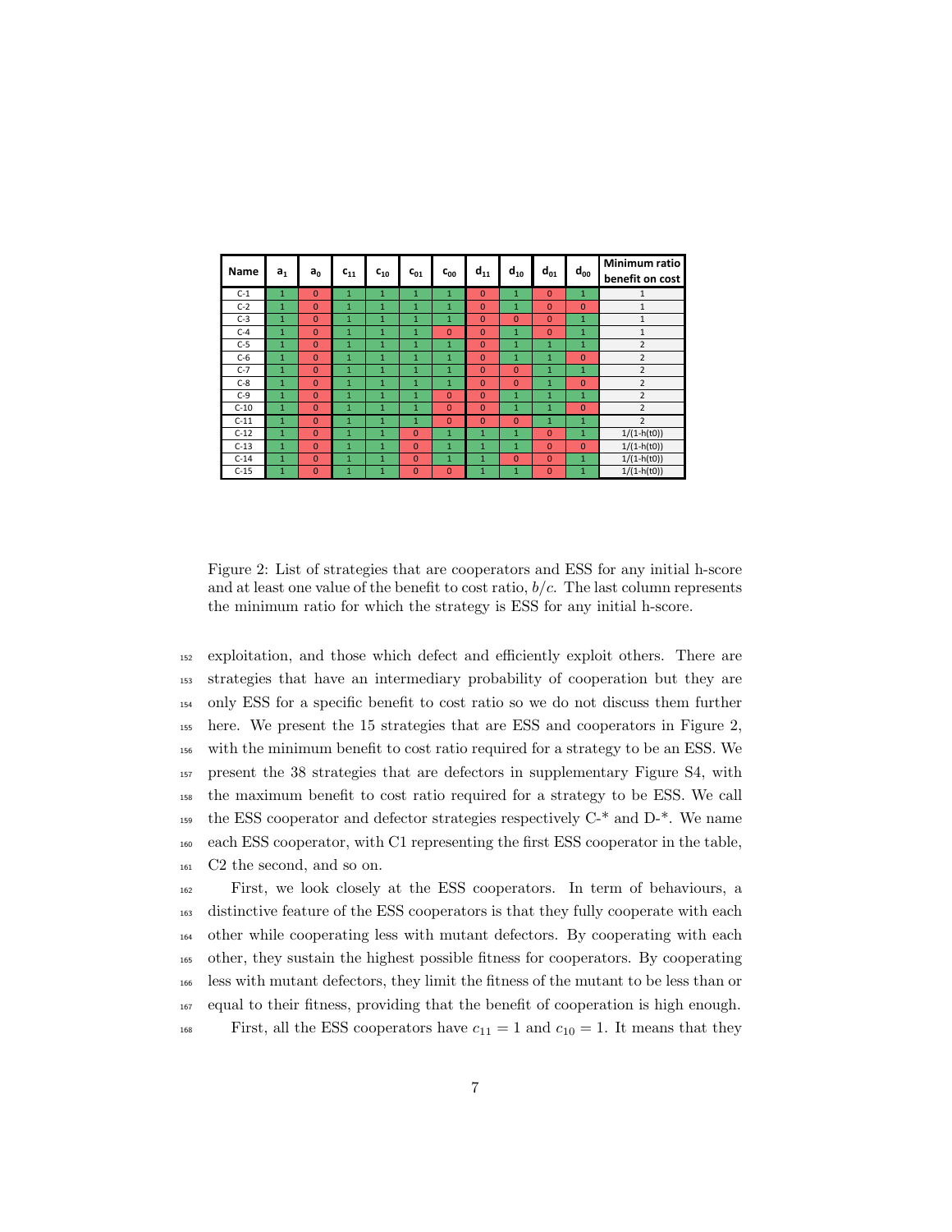| Name | $a_1$ | $a_0$ | $c_{11}$ | $c_{10}$ | $c_{01}$ | $c_{00}$ | $d_{11}$ | $d_{10}$ | $d_{01}$ | $d_{00}$ | Minimum ratio benefit on cost |
|---|---|---|---|---|---|---|---|---|---|---|---|
| C-1 | 1 | 0 | 1 | 1 | 1 | 1 | 0 | 1 | 0 | 1 | 1 |
| C-2 | 1 | 0 | 1 | 1 | 1 | 1 | 0 | 1 | 0 | 0 | 1 |
| C-3 | 1 | 0 | 1 | 1 | 1 | 1 | 0 | 0 | 0 | 1 | 1 |
| C-4 | 1 | 0 | 1 | 1 | 1 | 0 | 0 | 1 | 0 | 1 | 1 |
| C-5 | 1 | 0 | 1 | 1 | 1 | 1 | 0 | 1 | 1 | 1 | 2 |
| C-6 | 1 | 0 | 1 | 1 | 1 | 1 | 0 | 1 | 1 | 0 | 2 |
| C-7 | 1 | 0 | 1 | 1 | 1 | 1 | 0 | 0 | 1 | 1 | 2 |
| C-8 | 1 | 0 | 1 | 1 | 1 | 1 | 0 | 0 | 1 | 0 | 2 |
| C-9 | 1 | 0 | 1 | 1 | 1 | 0 | 0 | 1 | 1 | 1 | 2 |
| C-10 | 1 | 0 | 1 | 1 | 1 | 0 | 0 | 1 | 1 | 0 | 2 |
| C-11 | 1 | 0 | 1 | 1 | 1 | 0 | 0 | 0 | 1 | 1 | 2 |
| C-12 | 1 | 0 | 1 | 1 | 0 | 1 | 1 | 1 | 0 | 1 | 1/(1-h(t0)) |
| C-13 | 1 | 0 | 1 | 1 | 0 | 1 | 1 | 1 | 0 | 0 | 1/(1-h(t0)) |
| C-14 | 1 | 0 | 1 | 1 | 0 | 1 | 1 | 0 | 0 | 1 | 1/(1-h(t0)) |
| C-15 | 1 | 0 | 1 | 1 | 0 | 0 | 1 | 1 | 0 | 1 | 1/(1-h(t0)) |

Figure 2: List of strategies that are cooperators and ESS for any initial h-score and at least one value of the benefit to cost ratio, $b/c$. The last column represents the minimum ratio for which the strategy is ESS for any initial h-score.

exploitation, and those which defect and efficiently exploit others. There are strategies that have an intermediary probability of cooperation but they are only ESS for a specific benefit to cost ratio so we do not discuss them further here. We present the 15 strategies that are ESS and cooperators in Figure 2, with the minimum benefit to cost ratio required for a strategy to be an ESS. We present the 38 strategies that are defectors in supplementary Figure S4, with the maximum benefit to cost ratio required for a strategy to be ESS. We call the ESS cooperator and defector strategies respectively C-* and D-*. We name each ESS cooperator, with C1 representing the first ESS cooperator in the table, C2 the second, and so on.

First, we look closely at the ESS cooperators. In term of behaviours, a distinctive feature of the ESS cooperators is that they fully cooperate with each other while cooperating less with mutant defectors. By cooperating with each other, they sustain the highest possible fitness for cooperators. By cooperating less with mutant defectors, they limit the fitness of the mutant to be less than or equal to their fitness, providing that the benefit of cooperation is high enough.

First, all the ESS cooperators have $c_{11} = 1$ and $c_{10} = 1$. It means that they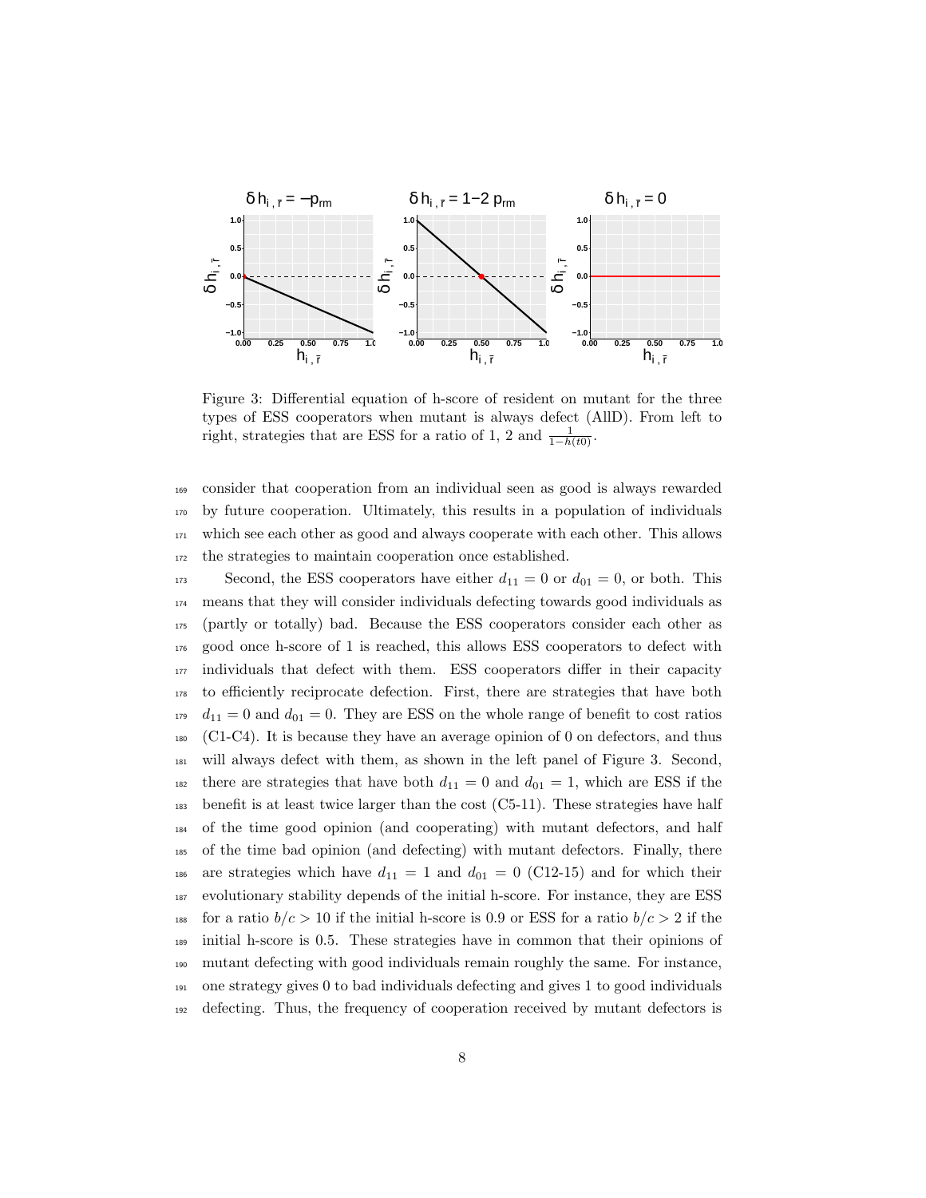Figure 3: Differential equation of h-score of resident on mutant for the three types of ESS cooperators when mutant is always defect (AllD). From left to right, strategies that are ESS for a ratio of 1, 2 and $\frac{1}{1-h(t0)}$.

consider that cooperation from an individual seen as good is always rewarded by future cooperation. Ultimately, this results in a population of individuals which see each other as good and always cooperate with each other. This allows the strategies to maintain cooperation once established.

Second, the ESS cooperators have either $d_{11} = 0$ or $d_{01} = 0$, or both. This means that they will consider individuals defecting towards good individuals as (partly or totally) bad. Because the ESS cooperators consider each other as good once h-score of 1 is reached, this allows ESS cooperators to defect with individuals that defect with them. ESS cooperators differ in their capacity to efficiently reciprocate defection. First, there are strategies that have both $d_{11} = 0$ and $d_{01} = 0$. They are ESS on the whole range of benefit to cost ratios (C1-C4). It is because they have an average opinion of 0 on defectors, and thus will always defect with them, as shown in the left panel of Figure 3. Second, there are strategies that have both $d_{11} = 0$ and $d_{01} = 1$, which are ESS if the benefit is at least twice larger than the cost (C5-11). These strategies have half of the time good opinion (and cooperating) with mutant defectors, and half of the time bad opinion (and defecting) with mutant defectors. Finally, there are strategies which have $d_{11} = 1$ and $d_{01} = 0$ (C12-15) and for which their evolutionary stability depends of the initial h-score. For instance, they are ESS for a ratio $b/c > 10$ if the initial h-score is 0.9 or ESS for a ratio $b/c > 2$ if the initial h-score is 0.5. These strategies have in common that their opinions of mutant defecting with good individuals remain roughly the same. For instance, one strategy gives 0 to bad individuals defecting and gives 1 to good individuals defecting. Thus, the frequency of cooperation received by mutant defectors is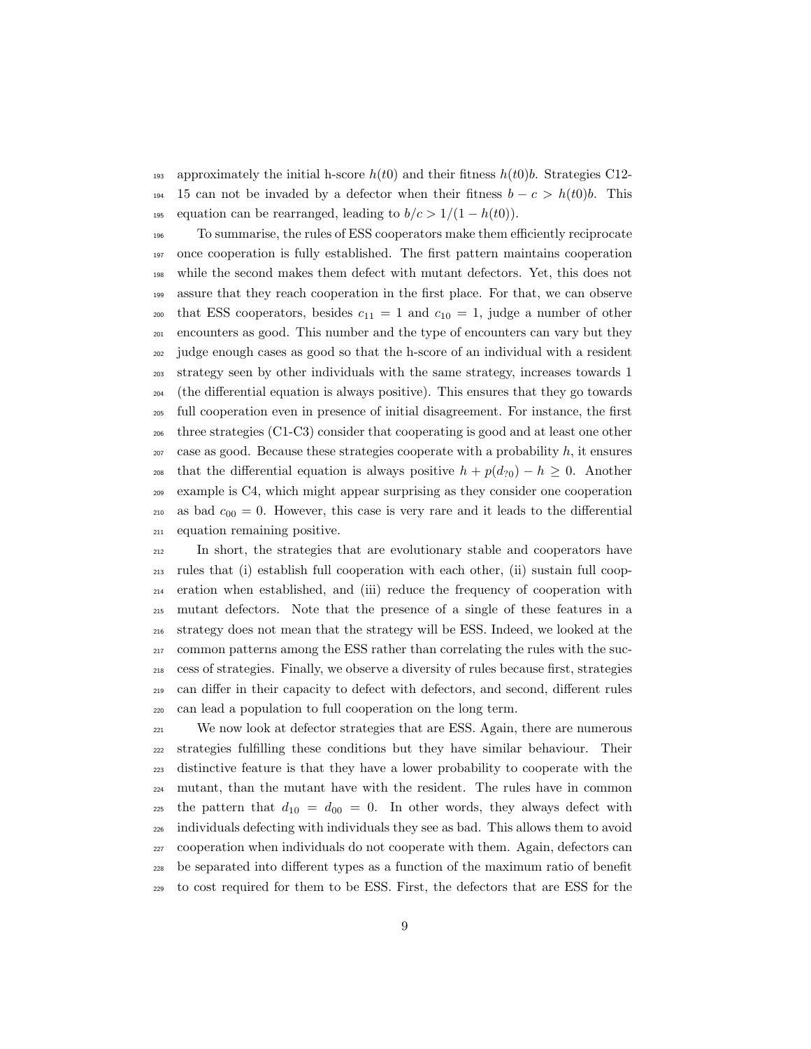approximately the initial h-score $h(t0)$ and their fitness $h(t0)b$. Strategies C12-15 can not be invaded by a defector when their fitness $b - c > h(t0)b$. This equation can be rearranged, leading to $b/c > 1/(1 - h(t0))$.

To summarise, the rules of ESS cooperators make them efficiently reciprocate once cooperation is fully established. The first pattern maintains cooperation while the second makes them defect with mutant defectors. Yet, this does not assure that they reach cooperation in the first place. For that, we can observe that ESS cooperators, besides $c_{11} = 1$ and $c_{10} = 1$, judge a number of other encounters as good. This number and the type of encounters can vary but they judge enough cases as good so that the h-score of an individual with a resident strategy seen by other individuals with the same strategy, increases towards 1 (the differential equation is always positive). This ensures that they go towards full cooperation even in presence of initial disagreement. For instance, the first three strategies (C1-C3) consider that cooperating is good and at least one other case as good. Because these strategies cooperate with a probability $h$, it ensures that the differential equation is always positive $h + p(d_{?0}) - h \geq 0$. Another example is C4, which might appear surprising as they consider one cooperation as bad $c_{00} = 0$. However, this case is very rare and it leads to the differential equation remaining positive.

In short, the strategies that are evolutionary stable and cooperators have rules that (i) establish full cooperation with each other, (ii) sustain full cooperation when established, and (iii) reduce the frequency of cooperation with mutant defectors. Note that the presence of a single of these features in a strategy does not mean that the strategy will be ESS. Indeed, we looked at the common patterns among the ESS rather than correlating the rules with the success of strategies. Finally, we observe a diversity of rules because first, strategies can differ in their capacity to defect with defectors, and second, different rules can lead a population to full cooperation on the long term.

We now look at defector strategies that are ESS. Again, there are numerous strategies fulfilling these conditions but they have similar behaviour. Their distinctive feature is that they have a lower probability to cooperate with the mutant, than the mutant have with the resident. The rules have in common the pattern that $d_{10} = d_{00} = 0$. In other words, they always defect with individuals defecting with individuals they see as bad. This allows them to avoid cooperation when individuals do not cooperate with them. Again, defectors can be separated into different types as a function of the maximum ratio of benefit to cost required for them to be ESS. First, the defectors that are ESS for the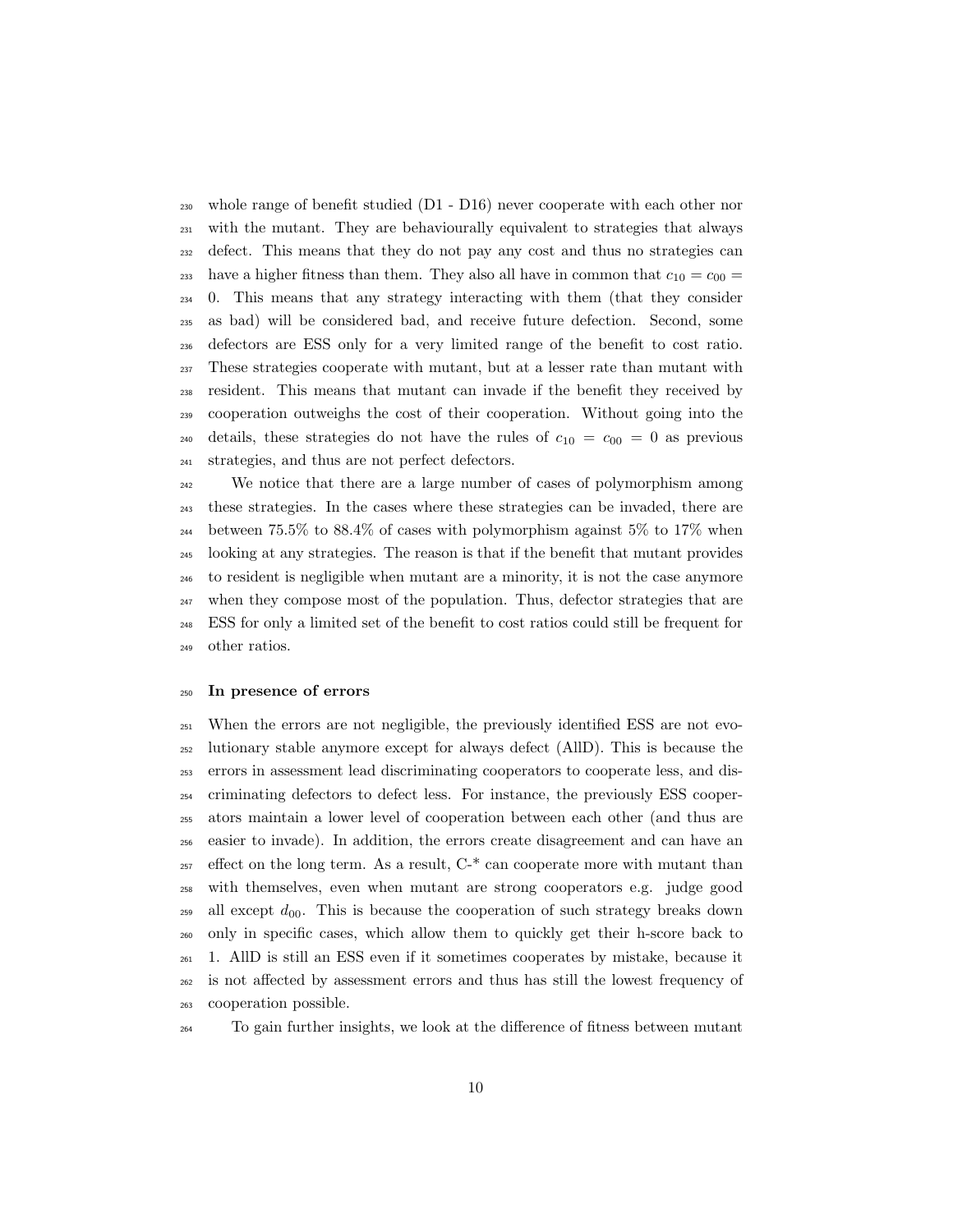whole range of benefit studied (D1 - D16) never cooperate with each other nor with the mutant. They are behaviourally equivalent to strategies that always defect. This means that they do not pay any cost and thus no strategies can have a higher fitness than them. They also all have in common that $c_{10} = c_{00} = 0$. This means that any strategy interacting with them (that they consider as bad) will be considered bad, and receive future defection. Second, some defectors are ESS only for a very limited range of the benefit to cost ratio. These strategies cooperate with mutant, but at a lesser rate than mutant with resident. This means that mutant can invade if the benefit they received by cooperation outweighs the cost of their cooperation. Without going into the details, these strategies do not have the rules of $c_{10} = c_{00} = 0$ as previous strategies, and thus are not perfect defectors.

We notice that there are a large number of cases of polymorphism among these strategies. In the cases where these strategies can be invaded, there are between 75.5% to 88.4% of cases with polymorphism against 5% to 17% when looking at any strategies. The reason is that if the benefit that mutant provides to resident is negligible when mutant are a minority, it is not the case anymore when they compose most of the population. Thus, defector strategies that are ESS for only a limited set of the benefit to cost ratios could still be frequent for other ratios.

### In presence of errors

When the errors are not negligible, the previously identified ESS are not evolutionary stable anymore except for always defect (AllD). This is because the errors in assessment lead discriminating cooperators to cooperate less, and discriminating defectors to defect less. For instance, the previously ESS cooperators maintain a lower level of cooperation between each other (and thus are easier to invade). In addition, the errors create disagreement and can have an effect on the long term. As a result, C-* can cooperate more with mutant than with themselves, even when mutant are strong cooperators e.g. judge good all except $d_{00}$. This is because the cooperation of such strategy breaks down only in specific cases, which allow them to quickly get their h-score back to 1. AllD is still an ESS even if it sometimes cooperates by mistake, because it is not affected by assessment errors and thus has still the lowest frequency of cooperation possible.

To gain further insights, we look at the difference of fitness between mutant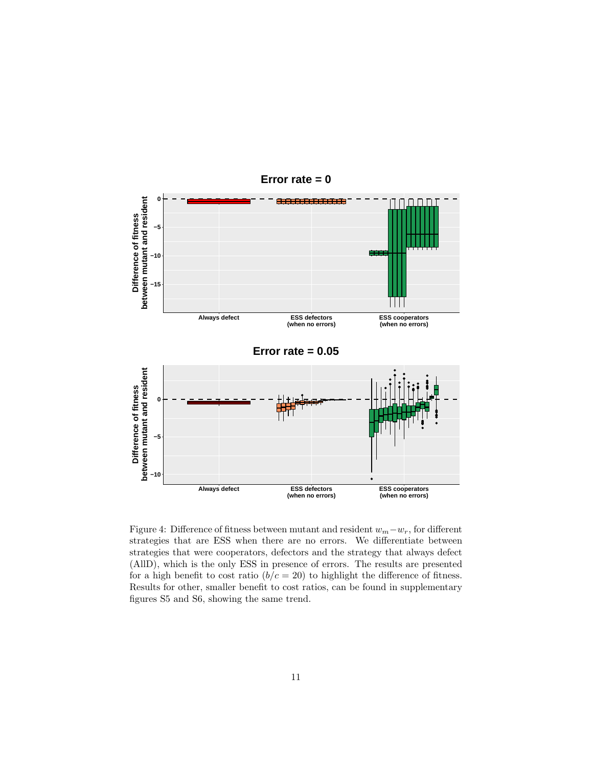Figure 4: Difference of fitness between mutant and resident $w_m - w_r$, for different strategies that are ESS when there are no errors. We differentiate between strategies that were cooperators, defectors and the strategy that always defect (AllD), which is the only ESS in presence of errors. The results are presented for a high benefit to cost ratio ($b/c = 20$) to highlight the difference of fitness. Results for other, smaller benefit to cost ratios, can be found in supplementary figures S5 and S6, showing the same trend.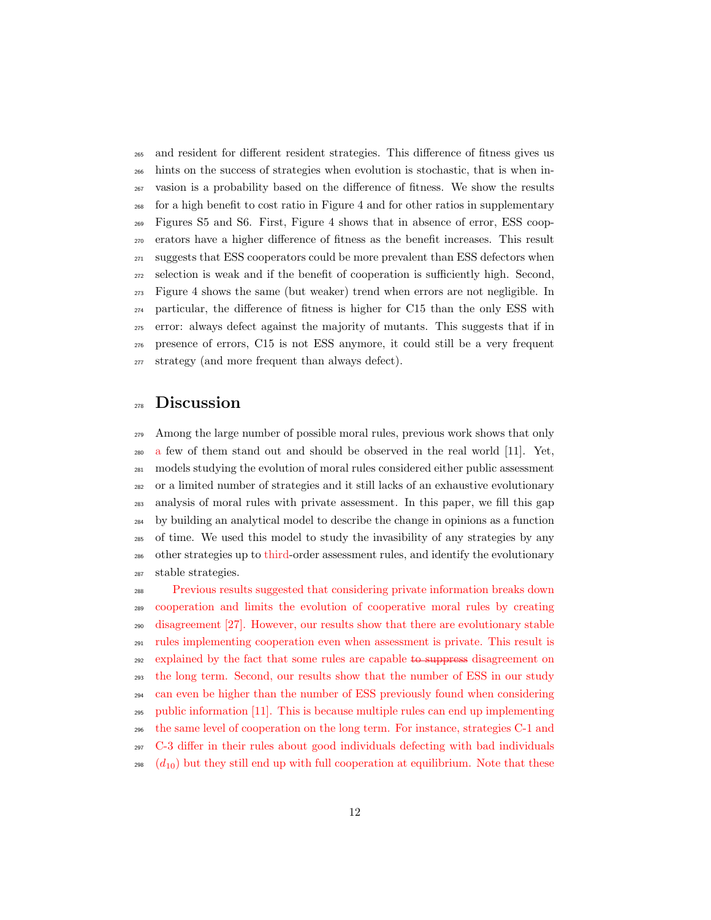and resident for different resident strategies. This difference of fitness gives us hints on the success of strategies when evolution is stochastic, that is when invasion is a probability based on the difference of fitness. We show the results for a high benefit to cost ratio in Figure 4 and for other ratios in supplementary Figures S5 and S6. First, Figure 4 shows that in absence of error, ESS cooperators have a higher difference of fitness as the benefit increases. This result suggests that ESS cooperators could be more prevalent than ESS defectors when selection is weak and if the benefit of cooperation is sufficiently high. Second, Figure 4 shows the same (but weaker) trend when errors are not negligible. In particular, the difference of fitness is higher for C15 than the only ESS with error: always defect against the majority of mutants. This suggests that if in presence of errors, C15 is not ESS anymore, it could still be a very frequent strategy (and more frequent than always defect).

# Discussion

Among the large number of possible moral rules, previous work shows that only a few of them stand out and should be observed in the real world [11]. Yet, models studying the evolution of moral rules considered either public assessment or a limited number of strategies and it still lacks of an exhaustive evolutionary analysis of moral rules with private assessment. In this paper, we fill this gap by building an analytical model to describe the change in opinions as a function of time. We used this model to study the invasibility of any strategies by any other strategies up to third-order assessment rules, and identify the evolutionary stable strategies.

Previous results suggested that considering private information breaks down cooperation and limits the evolution of cooperative moral rules by creating disagreement [27]. However, our results show that there are evolutionary stable rules implementing cooperation even when assessment is private. This result is explained by the fact that some rules are capable ~~to suppress~~ disagreement on the long term. Second, our results show that the number of ESS in our study can even be higher than the number of ESS previously found when considering public information [11]. This is because multiple rules can end up implementing the same level of cooperation on the long term. For instance, strategies C-1 and C-3 differ in their rules about good individuals defecting with bad individuals ($d_{10}$) but they still end up with full cooperation at equilibrium. Note that these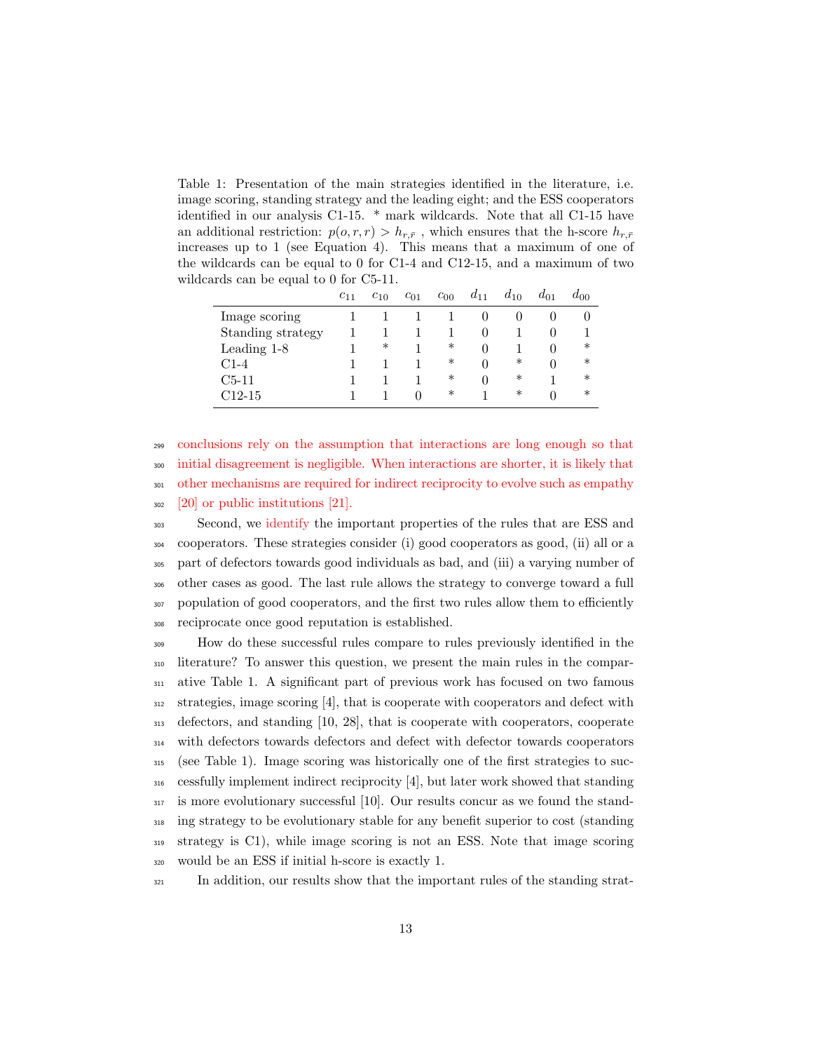Table 1: Presentation of the main strategies identified in the literature, i.e. image scoring, standing strategy and the leading eight; and the ESS cooperators identified in our analysis C1-15. * mark wildcards. Note that all C1-15 have an additional restriction: $p(o, r, r) > h_{r,\bar{r}}$ , which ensures that the h-score $h_{r,\bar{r}}$ increases up to 1 (see Equation 4). This means that a maximum of one of the wildcards can be equal to 0 for C1-4 and C12-15, and a maximum of two wildcards can be equal to 0 for C5-11.

| | $c_{11}$ | $c_{10}$ | $c_{01}$ | $c_{00}$ | $d_{11}$ | $d_{10}$ | $d_{01}$ | $d_{00}$ |
|---|---|---|---|---|---|---|---|---|
| Image scoring | 1 | 1 | 1 | 1 | 0 | 0 | 0 | 0 |
| Standing strategy | 1 | 1 | 1 | 1 | 0 | 1 | 0 | 1 |
| Leading 1-8 | 1 | * | 1 | * | 0 | 1 | 0 | * |
| C1-4 | 1 | 1 | 1 | * | 0 | * | 0 | * |
| C5-11 | 1 | 1 | 1 | * | 0 | * | 1 | * |
| C12-15 | 1 | 1 | 0 | * | 1 | * | 0 | * |

conclusions rely on the assumption that interactions are long enough so that initial disagreement is negligible. When interactions are shorter, it is likely that other mechanisms are required for indirect reciprocity to evolve such as empathy [20] or public institutions [21].

Second, we identify the important properties of the rules that are ESS and cooperators. These strategies consider (i) good cooperators as good, (ii) all or a part of defectors towards good individuals as bad, and (iii) a varying number of other cases as good. The last rule allows the strategy to converge toward a full population of good cooperators, and the first two rules allow them to efficiently reciprocate once good reputation is established.

How do these successful rules compare to rules previously identified in the literature? To answer this question, we present the main rules in the comparative Table 1. A significant part of previous work has focused on two famous strategies, image scoring [4], that is cooperate with cooperators and defect with defectors, and standing [10, 28], that is cooperate with cooperators, cooperate with defectors towards defectors and defect with defector towards cooperators (see Table 1). Image scoring was historically one of the first strategies to successfully implement indirect reciprocity [4], but later work showed that standing is more evolutionary successful [10]. Our results concur as we found the standing strategy to be evolutionary stable for any benefit superior to cost (standing strategy is C1), while image scoring is not an ESS. Note that image scoring would be an ESS if initial h-score is exactly 1.

In addition, our results show that the important rules of the standing strat-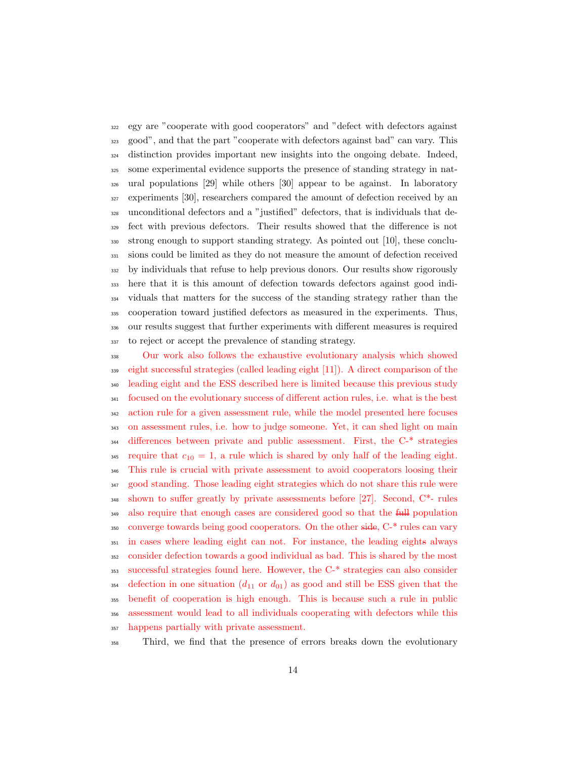egy are "cooperate with good cooperators" and "defect with defectors against good", and that the part "cooperate with defectors against bad" can vary. This distinction provides important new insights into the ongoing debate. Indeed, some experimental evidence supports the presence of standing strategy in natural populations [29] while others [30] appear to be against. In laboratory experiments [30], researchers compared the amount of defection received by an unconditional defectors and a "justified" defectors, that is individuals that defect with previous defectors. Their results showed that the difference is not strong enough to support standing strategy. As pointed out [10], these conclusions could be limited as they do not measure the amount of defection received by individuals that refuse to help previous donors. Our results show rigorously here that it is this amount of defection towards defectors against good individuals that matters for the success of the standing strategy rather than the cooperation toward justified defectors as measured in the experiments. Thus, our results suggest that further experiments with different measures is required to reject or accept the prevalence of standing strategy.

Our work also follows the exhaustive evolutionary analysis which showed eight successful strategies (called leading eight [11]). A direct comparison of the leading eight and the ESS described here is limited because this previous study focused on the evolutionary success of different action rules, i.e. what is the best action rule for a given assessment rule, while the model presented here focuses on assessment rules, i.e. how to judge someone. Yet, it can shed light on main differences between private and public assessment. First, the C-* strategies require that $c_{10} = 1$, a rule which is shared by only half of the leading eight. This rule is crucial with private assessment to avoid cooperators loosing their good standing. Those leading eight strategies which do not share this rule were shown to suffer greatly by private assessments before [27]. Second, C*- rules also require that enough cases are considered good so that the ~~full~~ population converge towards being good cooperators. On the other ~~side~~, C-* rules can vary in cases where leading eight can not. For instance, the leading eight~~s~~ always consider defection towards a good individual as bad. This is shared by the most successful strategies found here. However, the C-* strategies can also consider defection in one situation ($d_{11}$ or $d_{01}$) as good and still be ESS given that the benefit of cooperation is high enough. This is because such a rule in public assessment would lead to all individuals cooperating with defectors while this happens partially with private assessment.

Third, we find that the presence of errors breaks down the evolutionary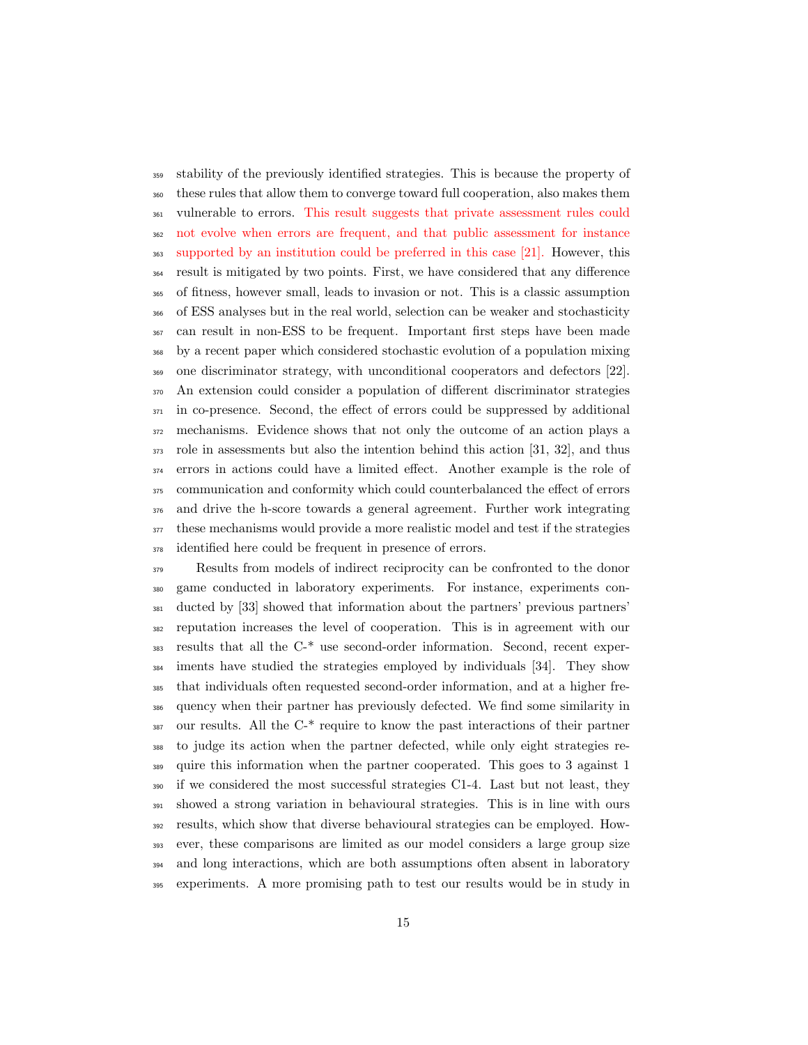stability of the previously identified strategies. This is because the property of these rules that allow them to converge toward full cooperation, also makes them vulnerable to errors. This result suggests that private assessment rules could not evolve when errors are frequent, and that public assessment for instance supported by an institution could be preferred in this case [21]. However, this result is mitigated by two points. First, we have considered that any difference of fitness, however small, leads to invasion or not. This is a classic assumption of ESS analyses but in the real world, selection can be weaker and stochasticity can result in non-ESS to be frequent. Important first steps have been made by a recent paper which considered stochastic evolution of a population mixing one discriminator strategy, with unconditional cooperators and defectors [22]. An extension could consider a population of different discriminator strategies in co-presence. Second, the effect of errors could be suppressed by additional mechanisms. Evidence shows that not only the outcome of an action plays a role in assessments but also the intention behind this action [31, 32], and thus errors in actions could have a limited effect. Another example is the role of communication and conformity which could counterbalanced the effect of errors and drive the h-score towards a general agreement. Further work integrating these mechanisms would provide a more realistic model and test if the strategies identified here could be frequent in presence of errors.

Results from models of indirect reciprocity can be confronted to the donor game conducted in laboratory experiments. For instance, experiments conducted by [33] showed that information about the partners' previous partners' reputation increases the level of cooperation. This is in agreement with our results that all the C-* use second-order information. Second, recent experiments have studied the strategies employed by individuals [34]. They show that individuals often requested second-order information, and at a higher frequency when their partner has previously defected. We find some similarity in our results. All the C-* require to know the past interactions of their partner to judge its action when the partner defected, while only eight strategies require this information when the partner cooperated. This goes to 3 against 1 if we considered the most successful strategies C1-4. Last but not least, they showed a strong variation in behavioural strategies. This is in line with ours results, which show that diverse behavioural strategies can be employed. However, these comparisons are limited as our model considers a large group size and long interactions, which are both assumptions often absent in laboratory experiments. A more promising path to test our results would be in study in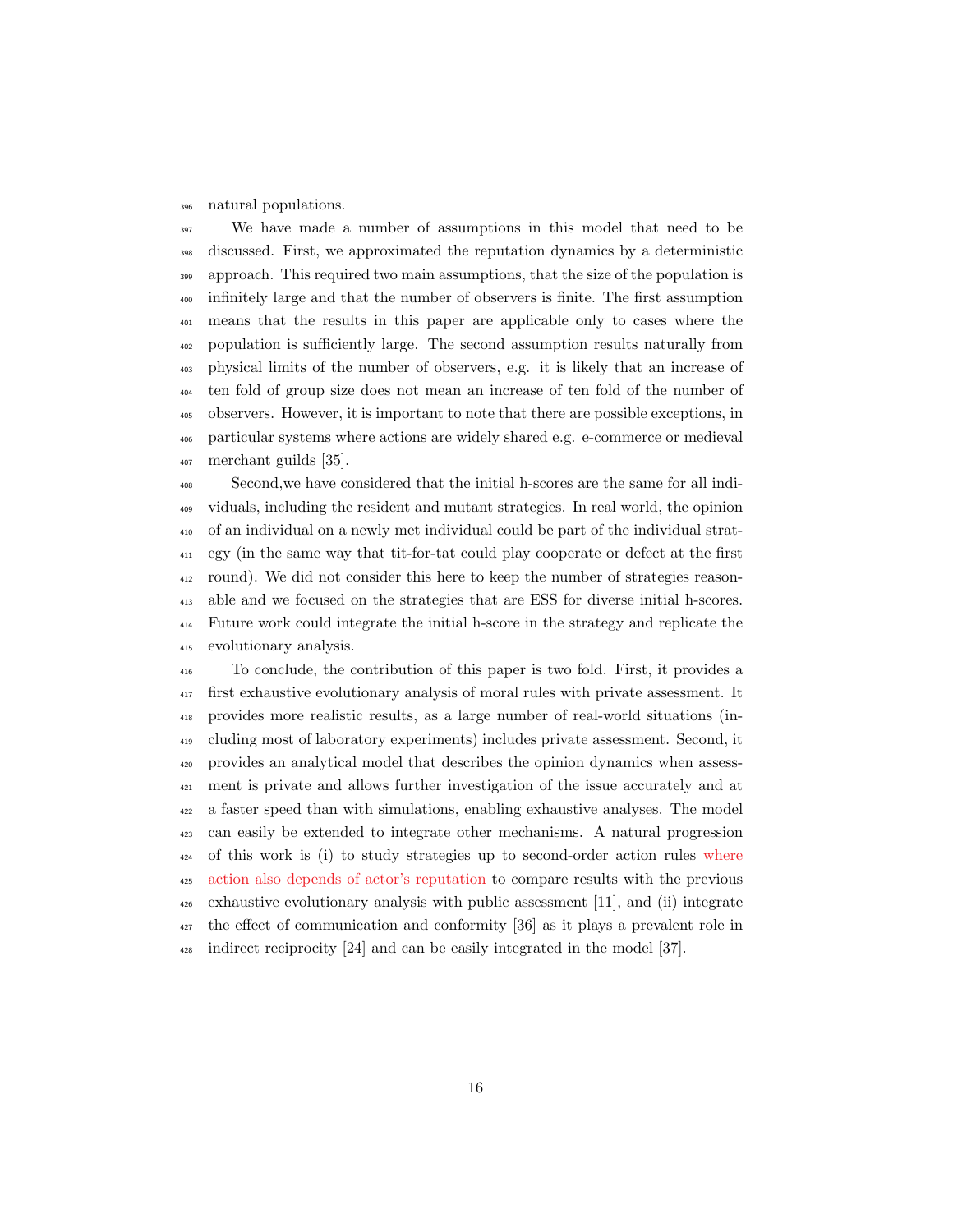natural populations.

We have made a number of assumptions in this model that need to be discussed. First, we approximated the reputation dynamics by a deterministic approach. This required two main assumptions, that the size of the population is infinitely large and that the number of observers is finite. The first assumption means that the results in this paper are applicable only to cases where the population is sufficiently large. The second assumption results naturally from physical limits of the number of observers, e.g. it is likely that an increase of ten fold of group size does not mean an increase of ten fold of the number of observers. However, it is important to note that there are possible exceptions, in particular systems where actions are widely shared e.g. e-commerce or medieval merchant guilds [35].

Second,we have considered that the initial h-scores are the same for all individuals, including the resident and mutant strategies. In real world, the opinion of an individual on a newly met individual could be part of the individual strategy (in the same way that tit-for-tat could play cooperate or defect at the first round). We did not consider this here to keep the number of strategies reasonable and we focused on the strategies that are ESS for diverse initial h-scores. Future work could integrate the initial h-score in the strategy and replicate the evolutionary analysis.

To conclude, the contribution of this paper is two fold. First, it provides a first exhaustive evolutionary analysis of moral rules with private assessment. It provides more realistic results, as a large number of real-world situations (including most of laboratory experiments) includes private assessment. Second, it provides an analytical model that describes the opinion dynamics when assessment is private and allows further investigation of the issue accurately and at a faster speed than with simulations, enabling exhaustive analyses. The model can easily be extended to integrate other mechanisms. A natural progression of this work is (i) to study strategies up to second-order action rules where action also depends of actor's reputation to compare results with the previous exhaustive evolutionary analysis with public assessment [11], and (ii) integrate the effect of communication and conformity [36] as it plays a prevalent role in indirect reciprocity [24] and can be easily integrated in the model [37].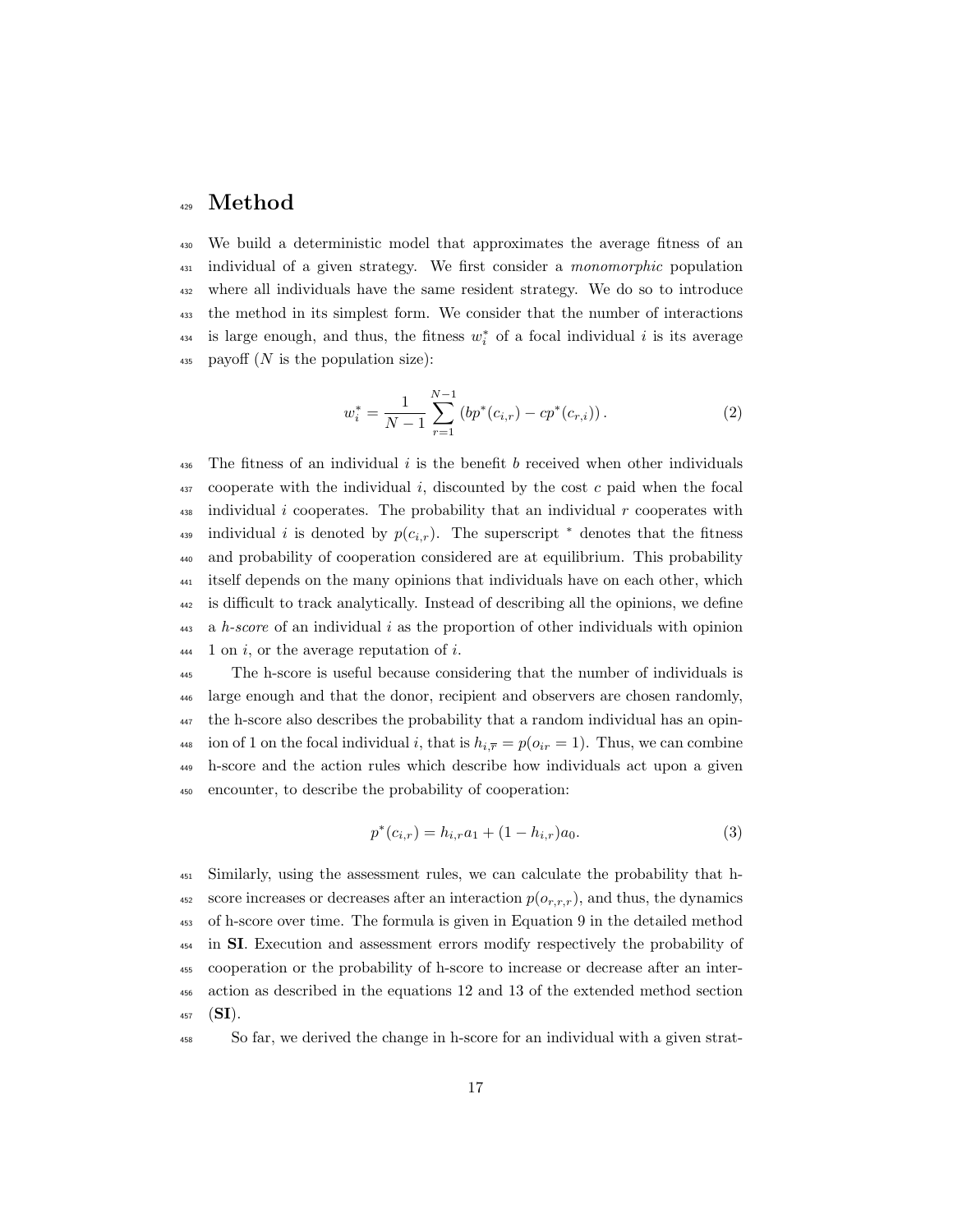# Method

We build a deterministic model that approximates the average fitness of an individual of a given strategy. We first consider a *monomorphic* population where all individuals have the same resident strategy. We do so to introduce the method in its simplest form. We consider that the number of interactions is large enough, and thus, the fitness $w_i^*$ of a focal individual $i$ is its average payoff ($N$ is the population size):

$$w_i^* = \frac{1}{N-1} \sum_{r=1}^{N-1} \left( bp^*(c_{i,r}) - cp^*(c_{r,i}) \right). \tag{2}$$

The fitness of an individual $i$ is the benefit $b$ received when other individuals cooperate with the individual $i$, discounted by the cost $c$ paid when the focal individual $i$ cooperates. The probability that an individual $r$ cooperates with individual $i$ is denoted by $p(c_{i,r})$. The superscript $^*$ denotes that the fitness and probability of cooperation considered are at equilibrium. This probability itself depends on the many opinions that individuals have on each other, which is difficult to track analytically. Instead of describing all the opinions, we define a *h-score* of an individual $i$ as the proportion of other individuals with opinion 1 on $i$, or the average reputation of $i$.

The h-score is useful because considering that the number of individuals is large enough and that the donor, recipient and observers are chosen randomly, the h-score also describes the probability that a random individual has an opinion of 1 on the focal individual $i$, that is $h_{i,\overline{r}} = p(o_{ir} = 1)$. Thus, we can combine h-score and the action rules which describe how individuals act upon a given encounter, to describe the probability of cooperation:

$$p^*(c_{i,r}) = h_{i,r}a_1 + (1 - h_{i,r})a_0. \tag{3}$$

Similarly, using the assessment rules, we can calculate the probability that h-score increases or decreases after an interaction $p(o_{r,r,r})$, and thus, the dynamics of h-score over time. The formula is given in Equation 9 in the detailed method in **SI**. Execution and assessment errors modify respectively the probability of cooperation or the probability of h-score to increase or decrease after an interaction as described in the equations 12 and 13 of the extended method section (**SI**).

So far, we derived the change in h-score for an individual with a given strat-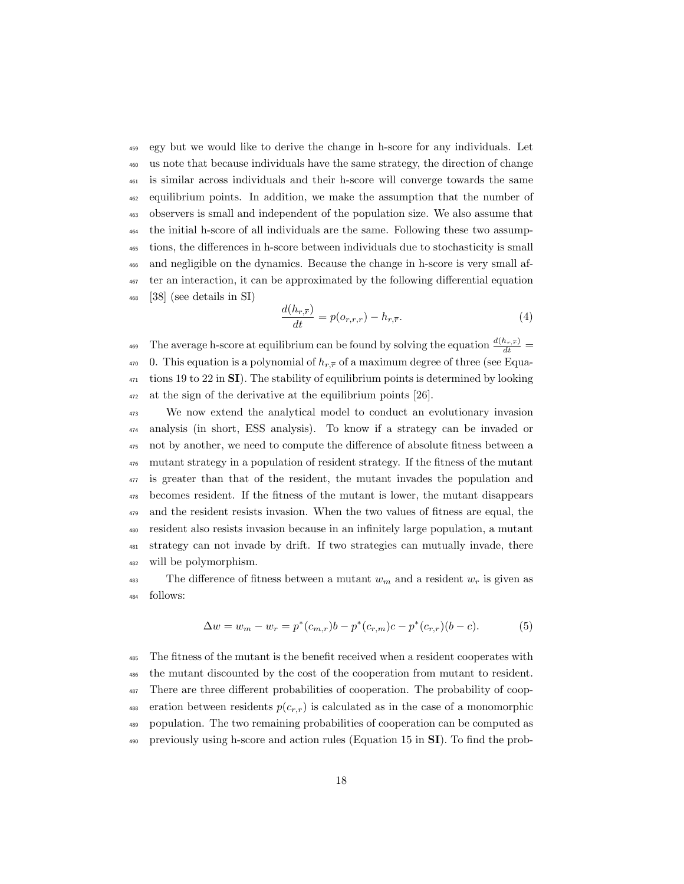egy but we would like to derive the change in h-score for any individuals. Let us note that because individuals have the same strategy, the direction of change is similar across individuals and their h-score will converge towards the same equilibrium points. In addition, we make the assumption that the number of observers is small and independent of the population size. We also assume that the initial h-score of all individuals are the same. Following these two assumptions, the differences in h-score between individuals due to stochasticity is small and negligible on the dynamics. Because the change in h-score is very small after an interaction, it can be approximated by the following differential equation [38] (see details in SI)

$$\frac{d(h_{r,\overline{r}})}{dt} = p(o_{r,r,r}) - h_{r,\overline{r}}. \tag{4}$$

The average h-score at equilibrium can be found by solving the equation $\frac{d(h_{r,\overline{r}})}{dt} = 0$. This equation is a polynomial of $h_{r,\overline{r}}$ of a maximum degree of three (see Equations 19 to 22 in **SI**). The stability of equilibrium points is determined by looking at the sign of the derivative at the equilibrium points [26].

We now extend the analytical model to conduct an evolutionary invasion analysis (in short, ESS analysis). To know if a strategy can be invaded or not by another, we need to compute the difference of absolute fitness between a mutant strategy in a population of resident strategy. If the fitness of the mutant is greater than that of the resident, the mutant invades the population and becomes resident. If the fitness of the mutant is lower, the mutant disappears and the resident resists invasion. When the two values of fitness are equal, the resident also resists invasion because in an infinitely large population, a mutant strategy can not invade by drift. If two strategies can mutually invade, there will be polymorphism.

The difference of fitness between a mutant $w_m$ and a resident $w_r$ is given as follows:

$$\Delta w = w_m - w_r = p^*(c_{m,r})b - p^*(c_{r,m})c - p^*(c_{r,r})(b - c). \tag{5}$$

The fitness of the mutant is the benefit received when a resident cooperates with the mutant discounted by the cost of the cooperation from mutant to resident. There are three different probabilities of cooperation. The probability of cooperation between residents $p(c_{r,r})$ is calculated as in the case of a monomorphic population. The two remaining probabilities of cooperation can be computed as previously using h-score and action rules (Equation 15 in **SI**). To find the prob-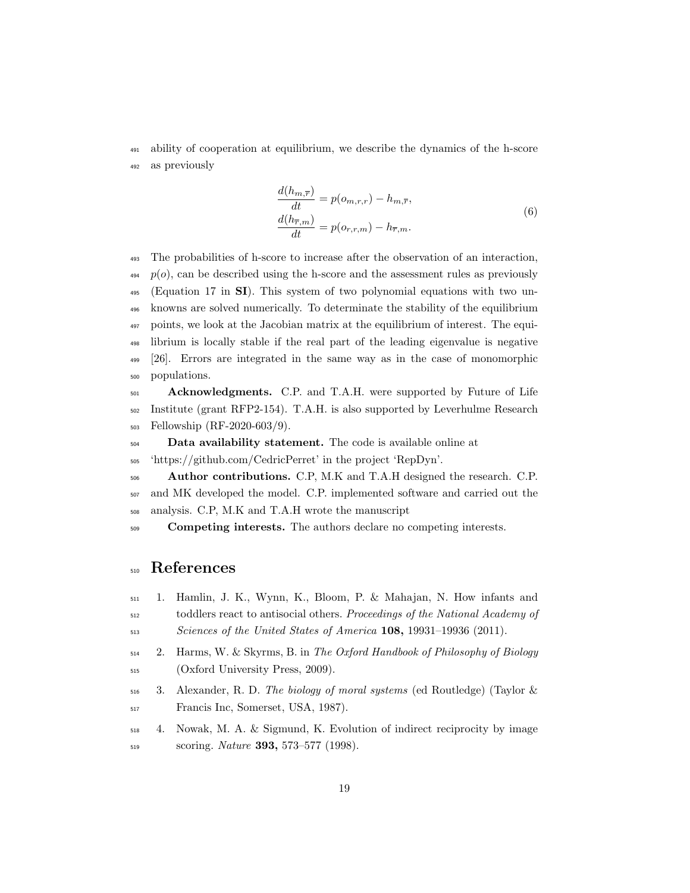ability of cooperation at equilibrium, we describe the dynamics of the h-score as previously

$$
\begin{aligned}
\frac{d(h_{m,\overline{r}})}{dt} &= p(o_{m,r,r}) - h_{m,\overline{r}}, \\
\frac{d(h_{\overline{r},m})}{dt} &= p(o_{r,r,m}) - h_{\overline{r},m}.
\end{aligned}
\tag{6}
$$

The probabilities of h-score to increase after the observation of an interaction, $p(o)$, can be described using the h-score and the assessment rules as previously (Equation 17 in **SI**). This system of two polynomial equations with two unknowns are solved numerically. To determinate the stability of the equilibrium points, we look at the Jacobian matrix at the equilibrium of interest. The equilibrium is locally stable if the real part of the leading eigenvalue is negative [26]. Errors are integrated in the same way as in the case of monomorphic populations.

**Acknowledgments.** C.P. and T.A.H. were supported by Future of Life Institute (grant RFP2-154). T.A.H. is also supported by Leverhulme Research Fellowship (RF-2020-603/9).

**Data availability statement.** The code is available online at 'https://github.com/CedricPerret' in the project 'RepDyn'.

**Author contributions.** C.P, M.K and T.A.H designed the research. C.P. and MK developed the model. C.P. implemented software and carried out the analysis. C.P, M.K and T.A.H wrote the manuscript

**Competing interests.** The authors declare no competing interests.

# References

1. Hamlin, J. K., Wynn, K., Bloom, P. & Mahajan, N. How infants and toddlers react to antisocial others. *Proceedings of the National Academy of Sciences of the United States of America* **108,** 19931–19936 (2011).
2. Harms, W. & Skyrms, B. in *The Oxford Handbook of Philosophy of Biology* (Oxford University Press, 2009).
3. Alexander, R. D. *The biology of moral systems* (ed Routledge) (Taylor & Francis Inc, Somerset, USA, 1987).
4. Nowak, M. A. & Sigmund, K. Evolution of indirect reciprocity by image scoring. *Nature* **393,** 573–577 (1998).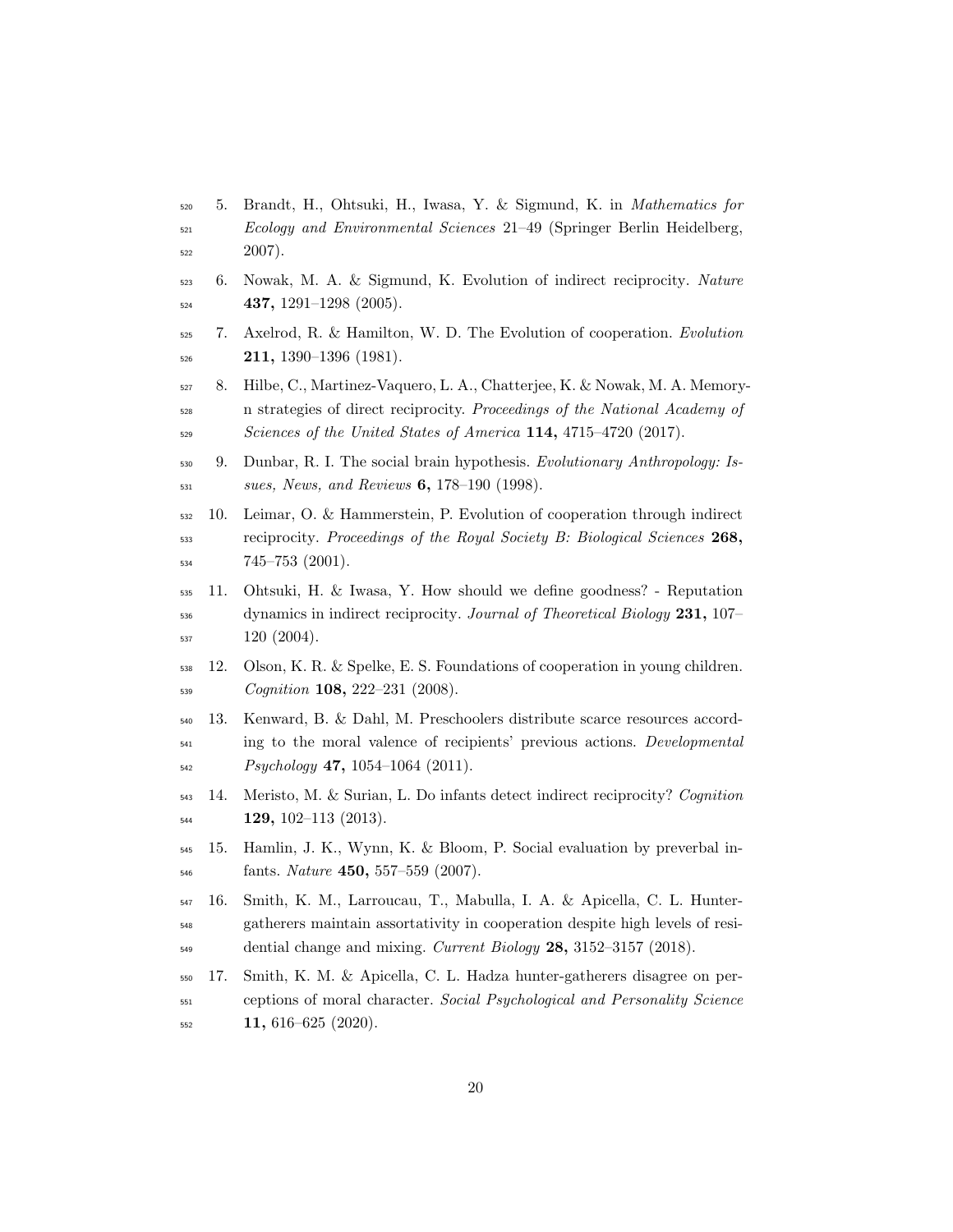5. Brandt, H., Ohtsuki, H., Iwasa, Y. & Sigmund, K. in *Mathematics for Ecology and Environmental Sciences* 21–49 (Springer Berlin Heidelberg, 2007).
6. Nowak, M. A. & Sigmund, K. Evolution of indirect reciprocity. *Nature* **437,** 1291–1298 (2005).
7. Axelrod, R. & Hamilton, W. D. The Evolution of cooperation. *Evolution* **211,** 1390–1396 (1981).
8. Hilbe, C., Martinez-Vaquero, L. A., Chatterjee, K. & Nowak, M. A. Memory-n strategies of direct reciprocity. *Proceedings of the National Academy of Sciences of the United States of America* **114,** 4715–4720 (2017).
9. Dunbar, R. I. The social brain hypothesis. *Evolutionary Anthropology: Issues, News, and Reviews* **6,** 178–190 (1998).
10. Leimar, O. & Hammerstein, P. Evolution of cooperation through indirect reciprocity. *Proceedings of the Royal Society B: Biological Sciences* **268,** 745–753 (2001).
11. Ohtsuki, H. & Iwasa, Y. How should we define goodness? - Reputation dynamics in indirect reciprocity. *Journal of Theoretical Biology* **231,** 107–120 (2004).
12. Olson, K. R. & Spelke, E. S. Foundations of cooperation in young children. *Cognition* **108,** 222–231 (2008).
13. Kenward, B. & Dahl, M. Preschoolers distribute scarce resources according to the moral valence of recipients' previous actions. *Developmental Psychology* **47,** 1054–1064 (2011).
14. Meristo, M. & Surian, L. Do infants detect indirect reciprocity? *Cognition* **129,** 102–113 (2013).
15. Hamlin, J. K., Wynn, K. & Bloom, P. Social evaluation by preverbal infants. *Nature* **450,** 557–559 (2007).
16. Smith, K. M., Larroucau, T., Mabulla, I. A. & Apicella, C. L. Hunter-gatherers maintain assortativity in cooperation despite high levels of residential change and mixing. *Current Biology* **28,** 3152–3157 (2018).
17. Smith, K. M. & Apicella, C. L. Hadza hunter-gatherers disagree on perceptions of moral character. *Social Psychological and Personality Science* **11,** 616–625 (2020).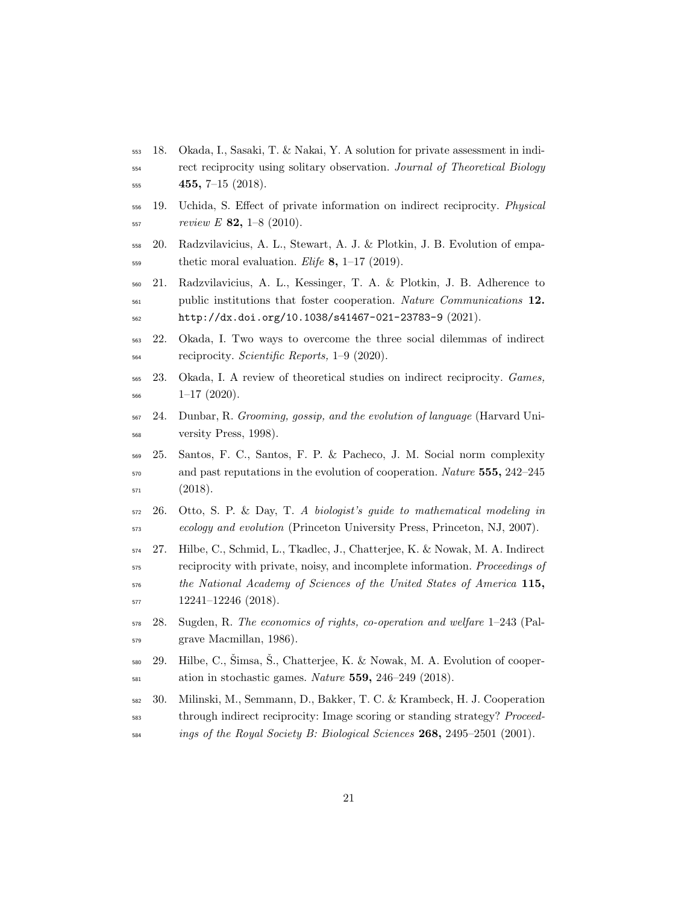18. Okada, I., Sasaki, T. & Nakai, Y. A solution for private assessment in indirect reciprocity using solitary observation. *Journal of Theoretical Biology* **455,** 7–15 (2018).

19. Uchida, S. Effect of private information on indirect reciprocity. *Physical review E* **82,** 1–8 (2010).

20. Radzvilavicius, A. L., Stewart, A. J. & Plotkin, J. B. Evolution of empathetic moral evaluation. *Elife* **8,** 1–17 (2019).

21. Radzvilavicius, A. L., Kessinger, T. A. & Plotkin, J. B. Adherence to public institutions that foster cooperation. *Nature Communications* **12.** `http://dx.doi.org/10.1038/s41467-021-23783-9` (2021).

22. Okada, I. Two ways to overcome the three social dilemmas of indirect reciprocity. *Scientific Reports,* 1–9 (2020).

23. Okada, I. A review of theoretical studies on indirect reciprocity. *Games,* 1–17 (2020).

24. Dunbar, R. *Grooming, gossip, and the evolution of language* (Harvard University Press, 1998).

25. Santos, F. C., Santos, F. P. & Pacheco, J. M. Social norm complexity and past reputations in the evolution of cooperation. *Nature* **555,** 242–245 (2018).

26. Otto, S. P. & Day, T. *A biologist's guide to mathematical modeling in ecology and evolution* (Princeton University Press, Princeton, NJ, 2007).

27. Hilbe, C., Schmid, L., Tkadlec, J., Chatterjee, K. & Nowak, M. A. Indirect reciprocity with private, noisy, and incomplete information. *Proceedings of the National Academy of Sciences of the United States of America* **115,** 12241–12246 (2018).

28. Sugden, R. *The economics of rights, co-operation and welfare* 1–243 (Palgrave Macmillan, 1986).

29. Hilbe, C., Šimsa, Š., Chatterjee, K. & Nowak, M. A. Evolution of cooperation in stochastic games. *Nature* **559,** 246–249 (2018).

30. Milinski, M., Semmann, D., Bakker, T. C. & Krambeck, H. J. Cooperation through indirect reciprocity: Image scoring or standing strategy? *Proceedings of the Royal Society B: Biological Sciences* **268,** 2495–2501 (2001).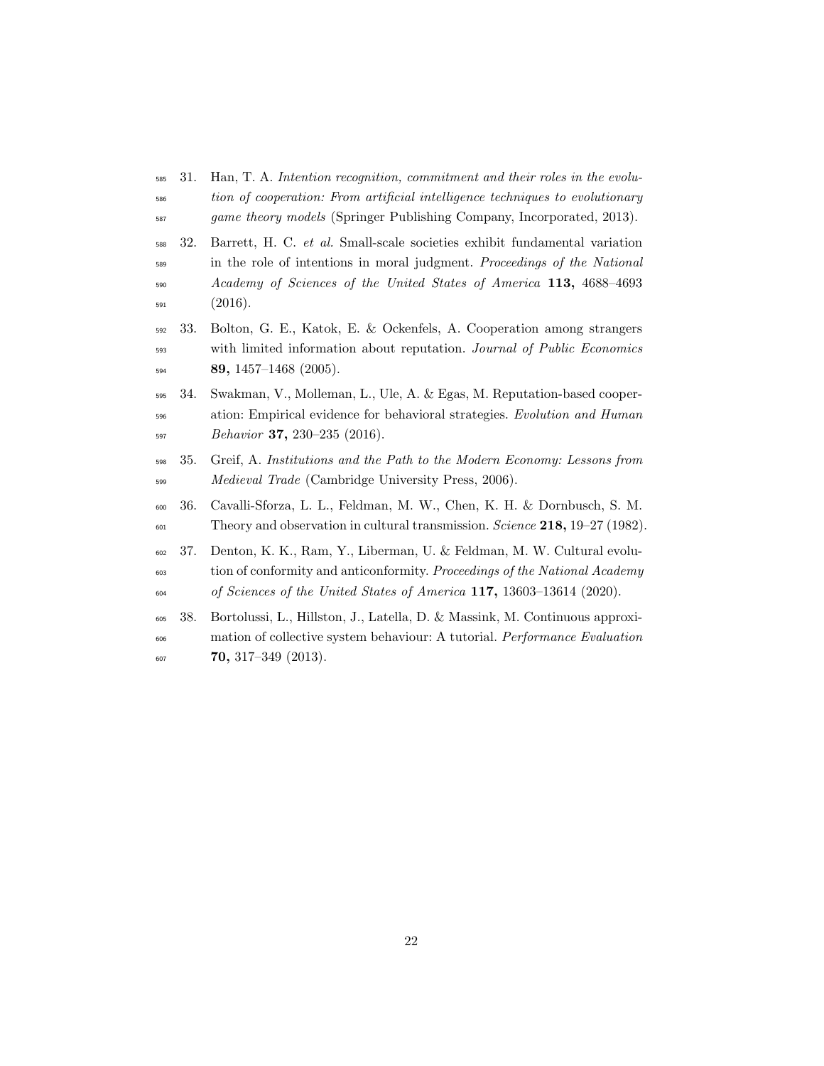31. Han, T. A. *Intention recognition, commitment and their roles in the evolution of cooperation: From artificial intelligence techniques to evolutionary game theory models* (Springer Publishing Company, Incorporated, 2013).

32. Barrett, H. C. *et al.* Small-scale societies exhibit fundamental variation in the role of intentions in moral judgment. *Proceedings of the National Academy of Sciences of the United States of America* **113,** 4688–4693 (2016).

33. Bolton, G. E., Katok, E. & Ockenfels, A. Cooperation among strangers with limited information about reputation. *Journal of Public Economics* **89,** 1457–1468 (2005).

34. Swakman, V., Molleman, L., Ule, A. & Egas, M. Reputation-based cooperation: Empirical evidence for behavioral strategies. *Evolution and Human Behavior* **37,** 230–235 (2016).

35. Greif, A. *Institutions and the Path to the Modern Economy: Lessons from Medieval Trade* (Cambridge University Press, 2006).

36. Cavalli-Sforza, L. L., Feldman, M. W., Chen, K. H. & Dornbusch, S. M. Theory and observation in cultural transmission. *Science* **218,** 19–27 (1982).

37. Denton, K. K., Ram, Y., Liberman, U. & Feldman, M. W. Cultural evolution of conformity and anticonformity. *Proceedings of the National Academy of Sciences of the United States of America* **117,** 13603–13614 (2020).

38. Bortolussi, L., Hillston, J., Latella, D. & Massink, M. Continuous approximation of collective system behaviour: A tutorial. *Performance Evaluation* **70,** 317–349 (2013).